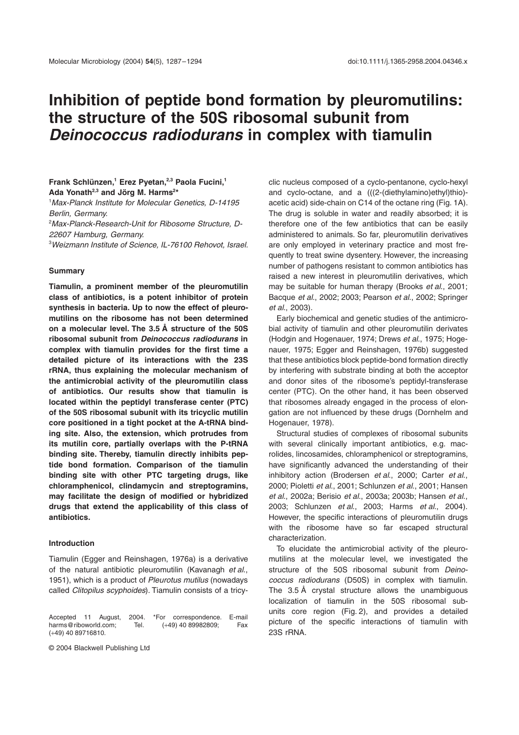# Inhibition of peptide bond formation by pleuromutilins: the structure of the 50S ribosomal subunit from *Deinococcus radiodurans* in complex with tiamulin

**Frank Schlünzen,[1] Erez Pyetan,[2,3] Paola Fucini,[1] Ada Yonath[2,3] and Jörg M. Harms[2]***

[1]*Max-Planck Institute for Molecular Genetics, D-14195 Berlin, Germany.*
[2]*Max-Planck-Research-Unit for Ribosome Structure, D-22607 Hamburg, Germany.*
[3]*Weizmann Institute of Science, IL-76100 Rehovot, Israel.*

## Summary

**Tiamulin, a prominent member of the pleuromutilin class of antibiotics, is a potent inhibitor of protein synthesis in bacteria. Up to now the effect of pleuromutilins on the ribosome has not been determined on a molecular level. The 3.5 Å structure of the 50S ribosomal subunit from *Deinococcus radiodurans* in complex with tiamulin provides for the first time a detailed picture of its interactions with the 23S rRNA, thus explaining the molecular mechanism of the antimicrobial activity of the pleuromutilin class of antibiotics. Our results show that tiamulin is located within the peptidyl transferase center (PTC) of the 50S ribosomal subunit with its tricyclic mutilin core positioned in a tight pocket at the A-tRNA binding site. Also, the extension, which protrudes from its mutilin core, partially overlaps with the P-tRNA binding site. Thereby, tiamulin directly inhibits peptide bond formation. Comparison of the tiamulin binding site with other PTC targeting drugs, like chloramphenicol, clindamycin and streptogramins, may facilitate the design of modified or hybridized drugs that extend the applicability of this class of antibiotics.**

## Introduction

Tiamulin (Egger and Reinshagen, 1976a) is a derivative of the natural antibiotic pleuromutilin (Kavanagh *et al.*, 1951), which is a product of *Pleurotus mutilus* (nowadays called *Clitopilus scyphoides*). Tiamulin consists of a tricyclic nucleus composed of a cyclo-pentanone, cyclo-hexyl and cyclo-octane, and a (((2-(diethylamino)ethyl)thio)-acetic acid) side-chain on C14 of the octane ring (Fig. 1A). The drug is soluble in water and readily absorbed; it is therefore one of the few antibiotics that can be easily administered to animals. So far, pleuromutilin derivatives are only employed in veterinary practice and most frequently to treat swine dysentery. However, the increasing number of pathogens resistant to common antibiotics has raised a new interest in pleuromutilin derivatives, which may be suitable for human therapy (Brooks *et al.*, 2001; Bacque *et al.*, 2002; 2003; Pearson *et al.*, 2002; Springer *et al.*, 2003).

Early biochemical and genetic studies of the antimicrobial activity of tiamulin and other pleuromutilin derivates (Hodgin and Hogenauer, 1974; Drews *et al.*, 1975; Hogenauer, 1975; Egger and Reinshagen, 1976b) suggested that these antibiotics block peptide-bond formation directly by interfering with substrate binding at both the acceptor and donor sites of the ribosome's peptidyl-transferase center (PTC). On the other hand, it has been observed that ribosomes already engaged in the process of elongation are not influenced by these drugs (Dornhelm and Hogenauer, 1978).

Structural studies of complexes of ribosomal subunits with several clinically important antibiotics, e.g. macrolides, lincosamides, chloramphenicol or streptogramins, have significantly advanced the understanding of their inhibitory action (Brodersen *et al.*, 2000; Carter *et al.*, 2000; Pioletti *et al.*, 2001; Schlunzen *et al.*, 2001; Hansen *et al.*, 2002a; Berisio *et al.*, 2003a; 2003b; Hansen *et al.*, 2003; Schlunzen *et al.*, 2003; Harms *et al.*, 2004). However, the specific interactions of pleuromutilin drugs with the ribosome have so far escaped structural characterization.

To elucidate the antimicrobial activity of the pleuromutilins at the molecular level, we investigated the structure of the 50S ribosomal subunit from *Deinococcus radiodurans* (D50S) in complex with tiamulin. The 3.5 Å crystal structure allows the unambiguous localization of tiamulin in the 50S ribosomal subunits core region (Fig. 2), and provides a detailed picture of the specific interactions of tiamulin with 23S rRNA.

Accepted 11 August, 2004. *For correspondence. E-mail harms@riboworld.com; Tel. (+49) 40 89982809; Fax (+49) 40 89716810.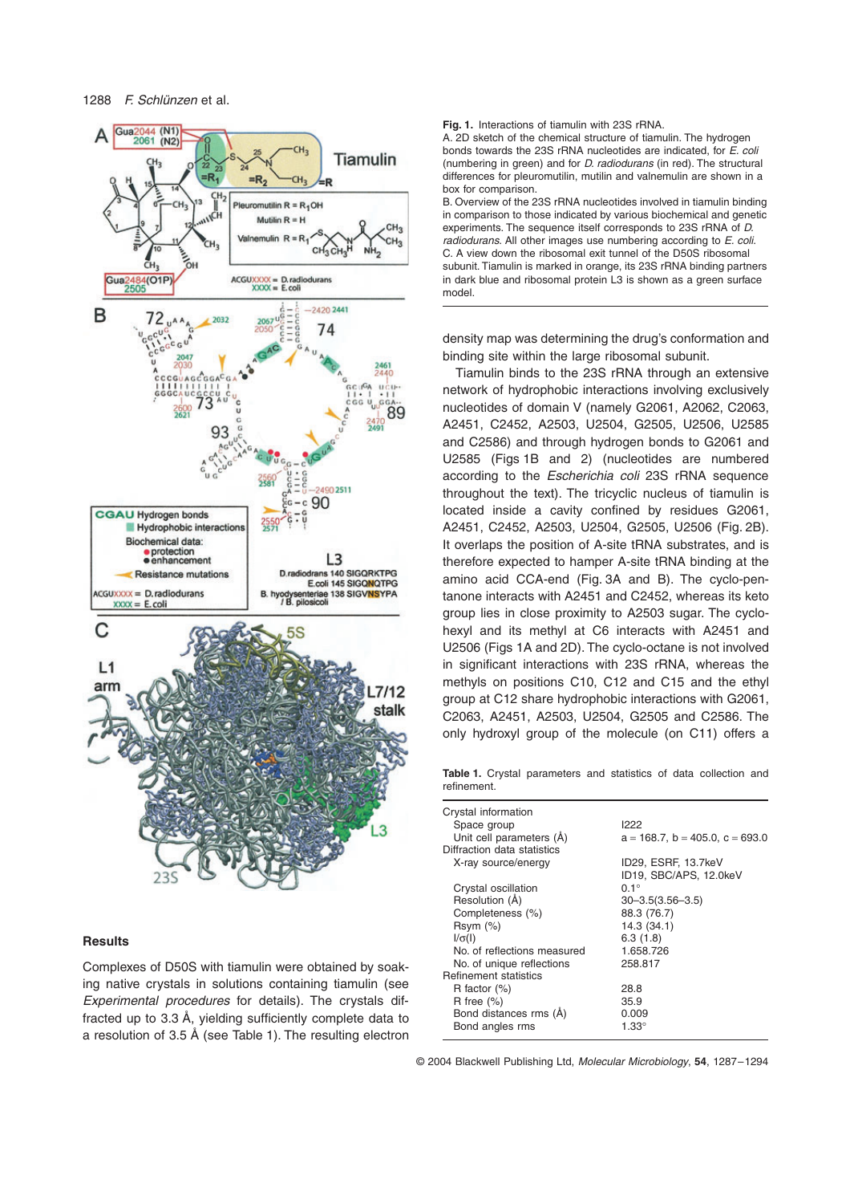**Fig. 1.** Interactions of tiamulin with 23S rRNA.
A. 2D sketch of the chemical structure of tiamulin. The hydrogen bonds towards the 23S rRNA nucleotides are indicated, for *E. coli* (numbering in green) and for *D. radiodurans* (in red). The structural differences for pleuromutilin, mutilin and valnemulin are shown in a box for comparison.
B. Overview of the 23S rRNA nucleotides involved in tiamulin binding in comparison to those indicated by various biochemical and genetic experiments. The sequence itself corresponds to 23S rRNA of *D. radiodurans*. All other images use numbering according to *E. coli*.
C. A view down the ribosomal exit tunnel of the D50S ribosomal subunit. Tiamulin is marked in orange, its 23S rRNA binding partners in dark blue and ribosomal protein L3 is shown as a green surface model.

## Results

Complexes of D50S with tiamulin were obtained by soaking native crystals in solutions containing tiamulin (see *Experimental procedures* for details). The crystals diffracted up to 3.3 Å, yielding sufficiently complete data to a resolution of 3.5 Å (see Table 1). The resulting electron density map was determining the drug's conformation and binding site within the large ribosomal subunit.

Tiamulin binds to the 23S rRNA through an extensive network of hydrophobic interactions involving exclusively nucleotides of domain V (namely G2061, A2062, C2063, A2451, C2452, A2503, U2504, G2505, U2506, U2585 and C2586) and through hydrogen bonds to G2061 and U2585 (Figs 1B and 2) (nucleotides are numbered according to the *Escherichia coli* 23S rRNA sequence throughout the text). The tricyclic nucleus of tiamulin is located inside a cavity confined by residues G2061, A2451, C2452, A2503, U2504, G2505, U2506 (Fig. 2B). It overlaps the position of A-site tRNA substrates, and is therefore expected to hamper A-site tRNA binding at the amino acid CCA-end (Fig. 3A and B). The cyclo-pentanone interacts with A2451 and C2452, whereas its keto group lies in close proximity to A2503 sugar. The cyclo-hexyl and its methyl at C6 interacts with A2451 and U2506 (Figs 1A and 2D). The cyclo-octane is not involved in significant interactions with 23S rRNA, whereas the methyls on positions C10, C12 and C15 and the ethyl group at C12 share hydrophobic interactions with G2061, C2063, A2451, A2503, U2504, G2505 and C2586. The only hydroxyl group of the molecule (on C11) offers a

**Table 1.** Crystal parameters and statistics of data collection and refinement.

| | |
|---|---|
| Crystal information | |
| Space group | I222 |
| Unit cell parameters (Å) | a = 168.7, b = 405.0, c = 693.0 |
| Diffraction data statistics | |
| X-ray source/energy | ID29, ESRF, 13.7keV<br>ID19, SBC/APS, 12.0keV |
| Crystal oscillation | 0.1° |
| Resolution (Å) | 30–3.5(3.56–3.5) |
| Completeness (%) | 88.3 (76.7) |
| Rsym (%) | 14.3 (34.1) |
| I/σ(I) | 6.3 (1.8) |
| No. of reflections measured | 1.658.726 |
| No. of unique reflections | 258.817 |
| Refinement statistics | |
| R factor (%) | 28.8 |
| R free (%) | 35.9 |
| Bond distances rms (Å) | 0.009 |
| Bond angles rms | 1.33° |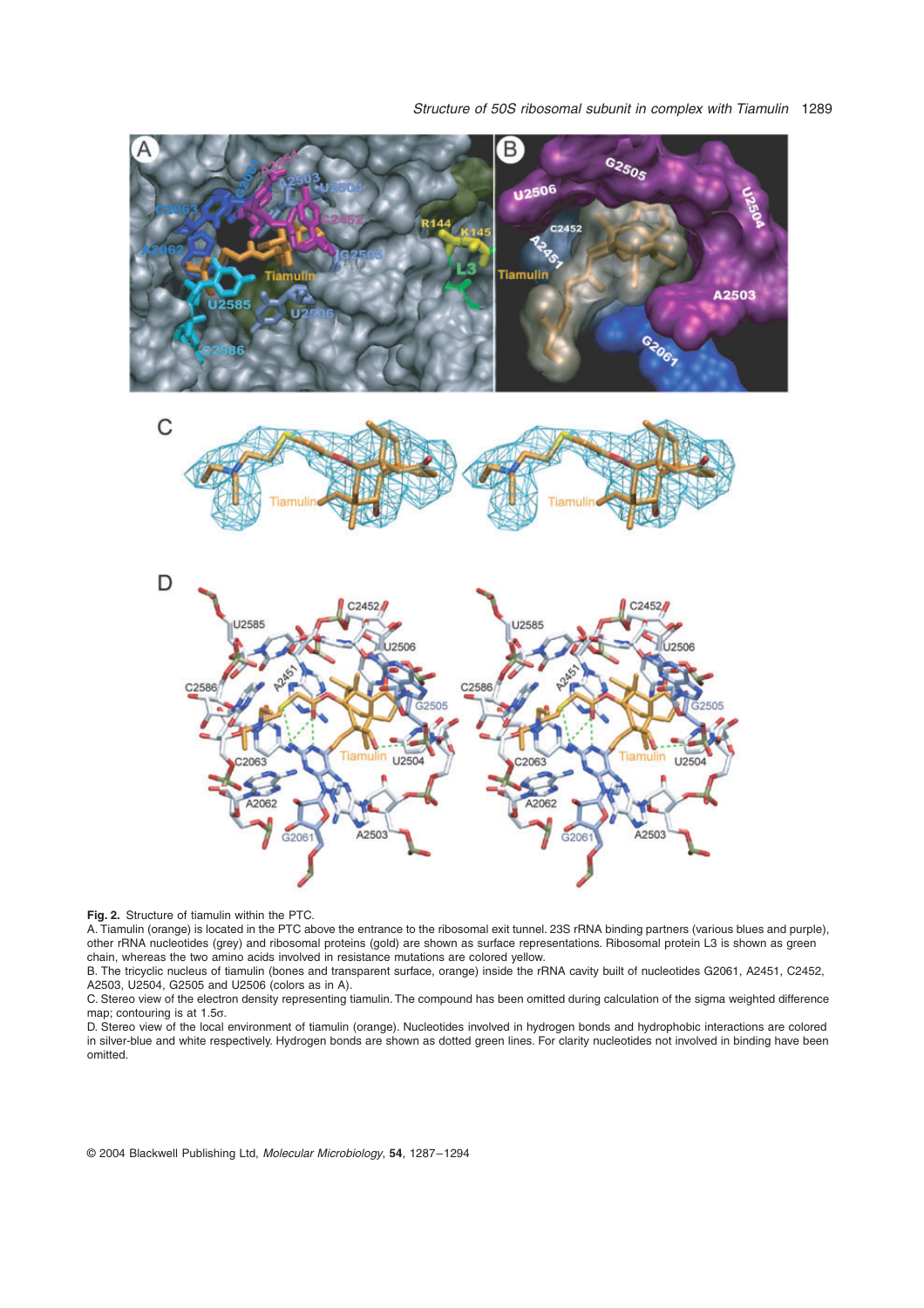**Fig. 2.** Structure of tiamulin within the PTC.

A. Tiamulin (orange) is located in the PTC above the entrance to the ribosomal exit tunnel. 23S rRNA binding partners (various blues and purple), other rRNA nucleotides (grey) and ribosomal proteins (gold) are shown as surface representations. Ribosomal protein L3 is shown as green chain, whereas the two amino acids involved in resistance mutations are colored yellow.

B. The tricyclic nucleus of tiamulin (bones and transparent surface, orange) inside the rRNA cavity built of nucleotides G2061, A2451, C2452, A2503, U2504, G2505 and U2506 (colors as in A).

C. Stereo view of the electron density representing tiamulin. The compound has been omitted during calculation of the sigma weighted difference map; contouring is at 1.5σ.

D. Stereo view of the local environment of tiamulin (orange). Nucleotides involved in hydrogen bonds and hydrophobic interactions are colored in silver-blue and white respectively. Hydrogen bonds are shown as dotted green lines. For clarity nucleotides not involved in binding have been omitted.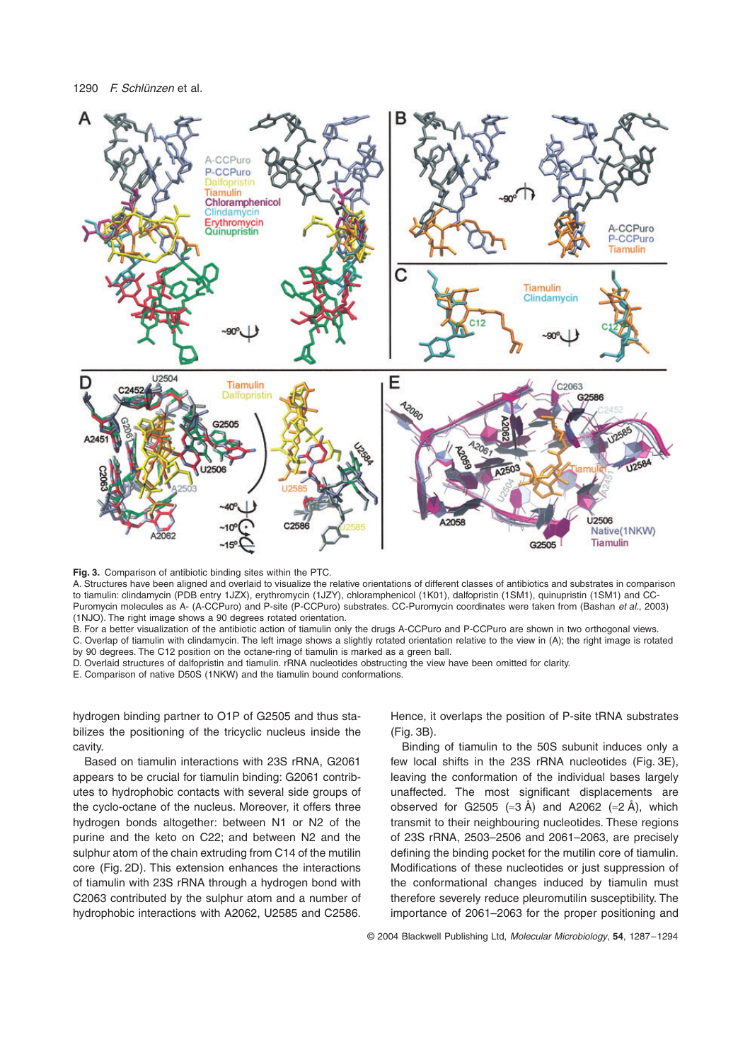**Fig. 3.** Comparison of antibiotic binding sites within the PTC.

A. Structures have been aligned and overlaid to visualize the relative orientations of different classes of antibiotics and substrates in comparison to tiamulin: clindamycin (PDB entry 1JZX), erythromycin (1JZY), chloramphenicol (1K01), dalfopristin (1SM1), quinupristin (1SM1) and CC-Puromycin molecules as A- (A-CCPuro) and P-site (P-CCPuro) substrates. CC-Puromycin coordinates were taken from (Bashan *et al.*, 2003) (1NJO). The right image shows a 90 degrees rotated orientation.

B. For a better visualization of the antibiotic action of tiamulin only the drugs A-CCPuro and P-CCPuro are shown in two orthogonal views.

C. Overlap of tiamulin with clindamycin. The left image shows a slightly rotated orientation relative to the view in (A); the right image is rotated by 90 degrees. The C12 position on the octane-ring of tiamulin is marked as a green ball.

D. Overlaid structures of dalfopristin and tiamulin. rRNA nucleotides obstructing the view have been omitted for clarity.

E. Comparison of native D50S (1NKW) and the tiamulin bound conformations.

hydrogen binding partner to O1P of G2505 and thus stabilizes the positioning of the tricyclic nucleus inside the cavity.

Based on tiamulin interactions with 23S rRNA, G2061 appears to be crucial for tiamulin binding: G2061 contributes to hydrophobic contacts with several side groups of the cyclo-octane of the nucleus. Moreover, it offers three hydrogen bonds altogether: between N1 or N2 of the purine and the keto on C22; and between N2 and the sulphur atom of the chain extruding from C14 of the mutilin core (Fig. 2D). This extension enhances the interactions of tiamulin with 23S rRNA through a hydrogen bond with C2063 contributed by the sulphur atom and a number of hydrophobic interactions with A2062, U2585 and C2586. Hence, it overlaps the position of P-site tRNA substrates (Fig. 3B).

Binding of tiamulin to the 50S subunit induces only a few local shifts in the 23S rRNA nucleotides (Fig. 3E), leaving the conformation of the individual bases largely unaffected. The most significant displacements are observed for G2505 (≈3 Å) and A2062 (≈2 Å), which transmit to their neighbouring nucleotides. These regions of 23S rRNA, 2503–2506 and 2061–2063, are precisely defining the binding pocket for the mutilin core of tiamulin. Modifications of these nucleotides or just suppression of the conformational changes induced by tiamulin must therefore severely reduce pleuromutilin susceptibility. The importance of 2061–2063 for the proper positioning and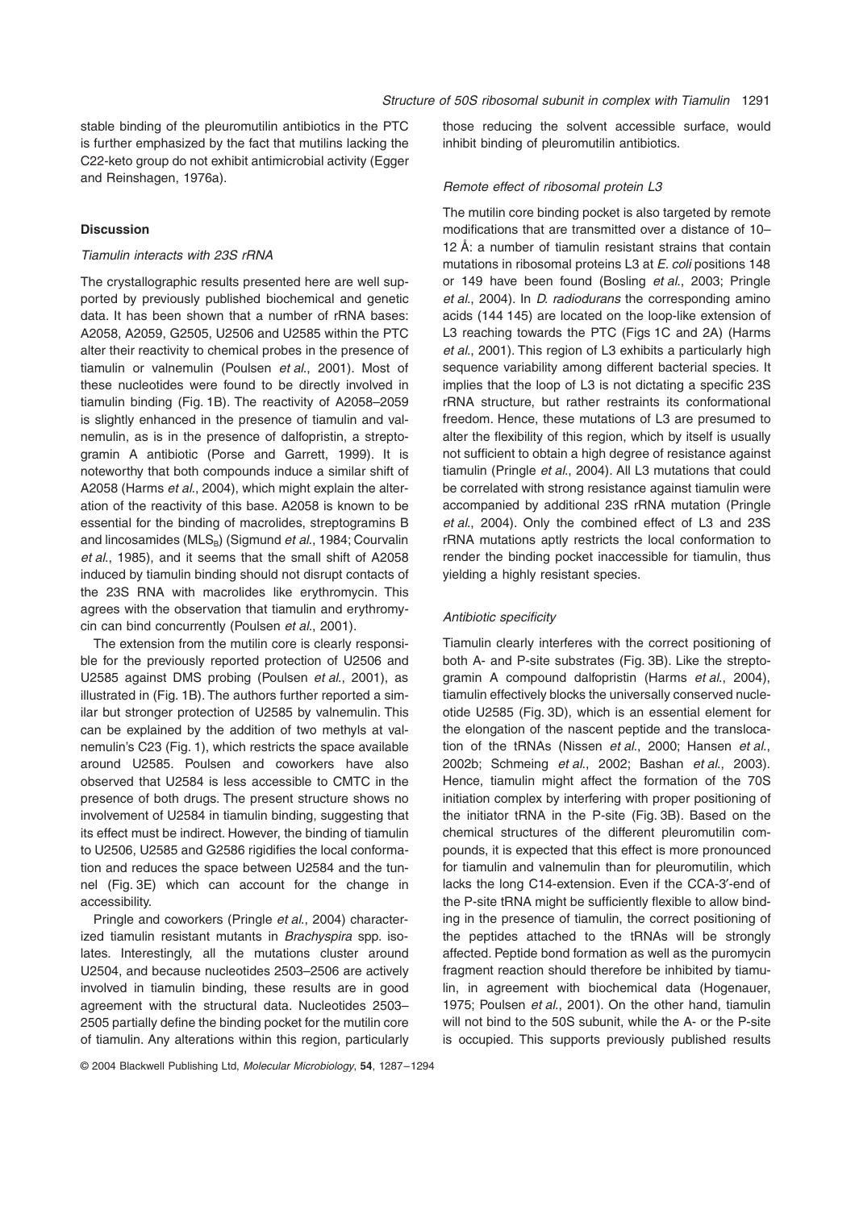stable binding of the pleuromutilin antibiotics in the PTC is further emphasized by the fact that mutilins lacking the C22-keto group do not exhibit antimicrobial activity (Egger and Reinshagen, 1976a).

## Discussion

### *Tiamulin interacts with 23S rRNA*

The crystallographic results presented here are well supported by previously published biochemical and genetic data. It has been shown that a number of rRNA bases: A2058, A2059, G2505, U2506 and U2585 within the PTC alter their reactivity to chemical probes in the presence of tiamulin or valnemulin (Poulsen *et al*., 2001). Most of these nucleotides were found to be directly involved in tiamulin binding (Fig. 1B). The reactivity of A2058–2059 is slightly enhanced in the presence of tiamulin and valnemulin, as is in the presence of dalfopristin, a streptogramin A antibiotic (Porse and Garrett, 1999). It is noteworthy that both compounds induce a similar shift of A2058 (Harms *et al*., 2004), which might explain the alteration of the reactivity of this base. A2058 is known to be essential for the binding of macrolides, streptogramins B and lincosamides ($MLS_B$) (Sigmund *et al*., 1984; Courvalin *et al*., 1985), and it seems that the small shift of A2058 induced by tiamulin binding should not disrupt contacts of the 23S RNA with macrolides like erythromycin. This agrees with the observation that tiamulin and erythromycin can bind concurrently (Poulsen *et al*., 2001).

The extension from the mutilin core is clearly responsible for the previously reported protection of U2506 and U2585 against DMS probing (Poulsen *et al*., 2001), as illustrated in (Fig. 1B). The authors further reported a similar but stronger protection of U2585 by valnemulin. This can be explained by the addition of two methyls at valnemulin's C23 (Fig. 1), which restricts the space available around U2585. Poulsen and coworkers have also observed that U2584 is less accessible to CMTC in the presence of both drugs. The present structure shows no involvement of U2584 in tiamulin binding, suggesting that its effect must be indirect. However, the binding of tiamulin to U2506, U2585 and G2586 rigidifies the local conformation and reduces the space between U2584 and the tunnel (Fig. 3E) which can account for the change in accessibility.

Pringle and coworkers (Pringle *et al*., 2004) characterized tiamulin resistant mutants in *Brachyspira* spp. isolates. Interestingly, all the mutations cluster around U2504, and because nucleotides 2503–2506 are actively involved in tiamulin binding, these results are in good agreement with the structural data. Nucleotides 2503–2505 partially define the binding pocket for the mutilin core of tiamulin. Any alterations within this region, particularly those reducing the solvent accessible surface, would inhibit binding of pleuromutilin antibiotics.

### *Remote effect of ribosomal protein L3*

The mutilin core binding pocket is also targeted by remote modifications that are transmitted over a distance of 10–12 Å: a number of tiamulin resistant strains that contain mutations in ribosomal proteins L3 at *E. coli* positions 148 or 149 have been found (Bosling *et al*., 2003; Pringle *et al*., 2004). In *D. radiodurans* the corresponding amino acids (144 145) are located on the loop-like extension of L3 reaching towards the PTC (Figs 1C and 2A) (Harms *et al*., 2001). This region of L3 exhibits a particularly high sequence variability among different bacterial species. It implies that the loop of L3 is not dictating a specific 23S rRNA structure, but rather restraints its conformational freedom. Hence, these mutations of L3 are presumed to alter the flexibility of this region, which by itself is usually not sufficient to obtain a high degree of resistance against tiamulin (Pringle *et al*., 2004). All L3 mutations that could be correlated with strong resistance against tiamulin were accompanied by additional 23S rRNA mutation (Pringle *et al*., 2004). Only the combined effect of L3 and 23S rRNA mutations aptly restricts the local conformation to render the binding pocket inaccessible for tiamulin, thus yielding a highly resistant species.

### *Antibiotic specificity*

Tiamulin clearly interferes with the correct positioning of both A- and P-site substrates (Fig. 3B). Like the streptogramin A compound dalfopristin (Harms *et al*., 2004), tiamulin effectively blocks the universally conserved nucleotide U2585 (Fig. 3D), which is an essential element for the elongation of the nascent peptide and the translocation of the tRNAs (Nissen *et al*., 2000; Hansen *et al*., 2002b; Schmeing *et al*., 2002; Bashan *et al*., 2003). Hence, tiamulin might affect the formation of the 70S initiation complex by interfering with proper positioning of the initiator tRNA in the P-site (Fig. 3B). Based on the chemical structures of the different pleuromutilin compounds, it is expected that this effect is more pronounced for tiamulin and valnemulin than for pleuromutilin, which lacks the long C14-extension. Even if the CCA-3′-end of the P-site tRNA might be sufficiently flexible to allow binding in the presence of tiamulin, the correct positioning of the peptides attached to the tRNAs will be strongly affected. Peptide bond formation as well as the puromycin fragment reaction should therefore be inhibited by tiamulin, in agreement with biochemical data (Hogenauer, 1975; Poulsen *et al*., 2001). On the other hand, tiamulin will not bind to the 50S subunit, while the A- or the P-site is occupied. This supports previously published results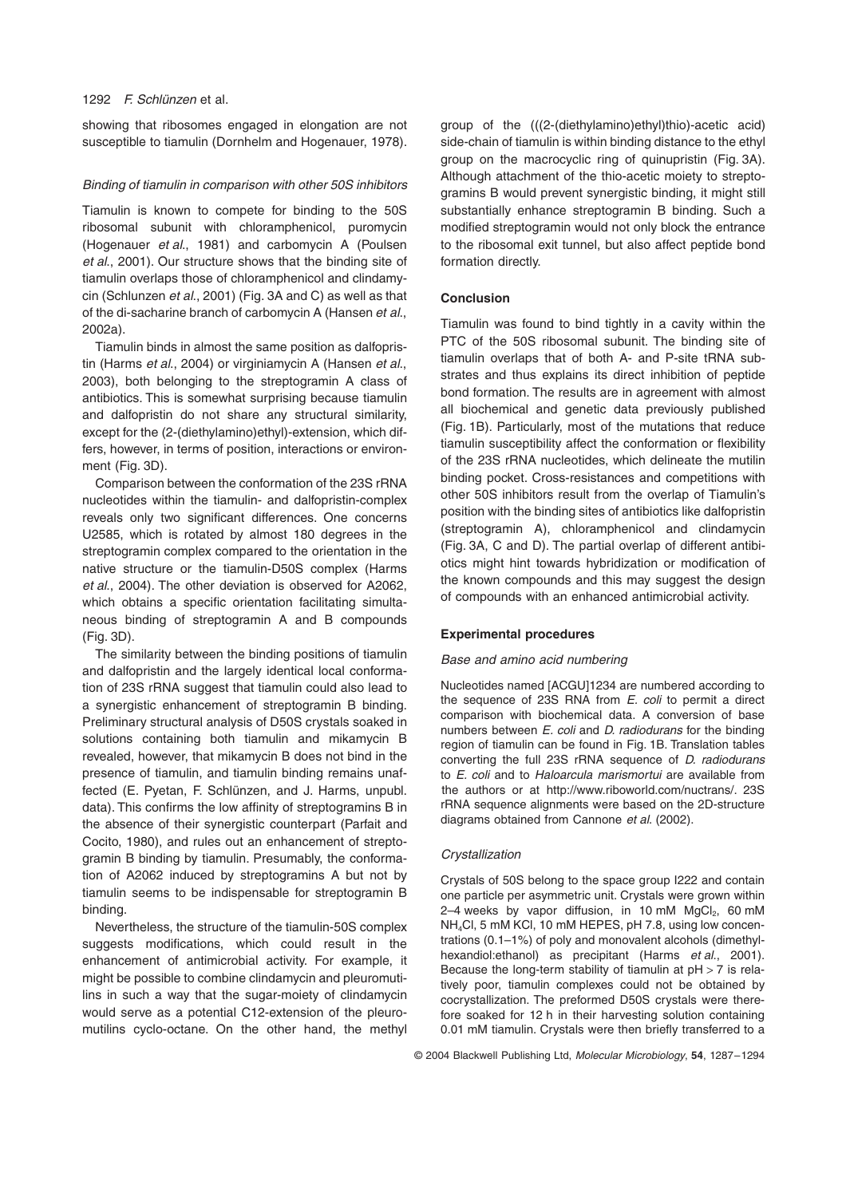showing that ribosomes engaged in elongation are not susceptible to tiamulin (Dornhelm and Hogenauer, 1978).

### *Binding of tiamulin in comparison with other 50S inhibitors*

Tiamulin is known to compete for binding to the 50S ribosomal subunit with chloramphenicol, puromycin (Hogenauer *et al.*, 1981) and carbomycin A (Poulsen *et al.*, 2001). Our structure shows that the binding site of tiamulin overlaps those of chloramphenicol and clindamycin (Schlunzen *et al.*, 2001) (Fig. 3A and C) as well as that of the di-sacharine branch of carbomycin A (Hansen *et al.*, 2002a).

Tiamulin binds in almost the same position as dalfopristin (Harms *et al.*, 2004) or virginiamycin A (Hansen *et al.*, 2003), both belonging to the streptogramin A class of antibiotics. This is somewhat surprising because tiamulin and dalfopristin do not share any structural similarity, except for the (2-(diethylamino)ethyl)-extension, which differs, however, in terms of position, interactions or environment (Fig. 3D).

Comparison between the conformation of the 23S rRNA nucleotides within the tiamulin- and dalfopristin-complex reveals only two significant differences. One concerns U2585, which is rotated by almost 180 degrees in the streptogramin complex compared to the orientation in the native structure or the tiamulin-D50S complex (Harms *et al.*, 2004). The other deviation is observed for A2062, which obtains a specific orientation facilitating simultaneous binding of streptogramin A and B compounds (Fig. 3D).

The similarity between the binding positions of tiamulin and dalfopristin and the largely identical local conformation of 23S rRNA suggest that tiamulin could also lead to a synergistic enhancement of streptogramin B binding. Preliminary structural analysis of D50S crystals soaked in solutions containing both tiamulin and mikamycin B revealed, however, that mikamycin B does not bind in the presence of tiamulin, and tiamulin binding remains unaffected (E. Pyetan, F. Schlünzen, and J. Harms, unpubl. data). This confirms the low affinity of streptogramins B in the absence of their synergistic counterpart (Parfait and Cocito, 1980), and rules out an enhancement of streptogramin B binding by tiamulin. Presumably, the conformation of A2062 induced by streptogramins A but not by tiamulin seems to be indispensable for streptogramin B binding.

Nevertheless, the structure of the tiamulin-50S complex suggests modifications, which could result in the enhancement of antimicrobial activity. For example, it might be possible to combine clindamycin and pleuromutilins in such a way that the sugar-moiety of clindamycin would serve as a potential C12-extension of the pleuromutilins cyclo-octane. On the other hand, the methyl group of the (((2-(diethylamino)ethyl)thio)-acetic acid) side-chain of tiamulin is within binding distance to the ethyl group on the macrocyclic ring of quinupristin (Fig. 3A). Although attachment of the thio-acetic moiety to streptogramins B would prevent synergistic binding, it might still substantially enhance streptogramin B binding. Such a modified streptogramin would not only block the entrance to the ribosomal exit tunnel, but also affect peptide bond formation directly.

## Conclusion

Tiamulin was found to bind tightly in a cavity within the PTC of the 50S ribosomal subunit. The binding site of tiamulin overlaps that of both A- and P-site tRNA substrates and thus explains its direct inhibition of peptide bond formation. The results are in agreement with almost all biochemical and genetic data previously published (Fig. 1B). Particularly, most of the mutations that reduce tiamulin susceptibility affect the conformation or flexibility of the 23S rRNA nucleotides, which delineate the mutilin binding pocket. Cross-resistances and competitions with other 50S inhibitors result from the overlap of Tiamulin's position with the binding sites of antibiotics like dalfopristin (streptogramin A), chloramphenicol and clindamycin (Fig. 3A, C and D). The partial overlap of different antibiotics might hint towards hybridization or modification of the known compounds and this may suggest the design of compounds with an enhanced antimicrobial activity.

## Experimental procedures

### *Base and amino acid numbering*

Nucleotides named [ACGU]1234 are numbered according to the sequence of 23S RNA from *E. coli* to permit a direct comparison with biochemical data. A conversion of base numbers between *E. coli* and *D. radiodurans* for the binding region of tiamulin can be found in Fig. 1B. Translation tables converting the full 23S rRNA sequence of *D. radiodurans* to *E. coli* and to *Haloarcula marismortui* are available from the authors or at http://www.riboworld.com/nuctrans/. 23S rRNA sequence alignments were based on the 2D-structure diagrams obtained from Cannone *et al.* (2002).

### *Crystallization*

Crystals of 50S belong to the space group I222 and contain one particle per asymmetric unit. Crystals were grown within 2–4 weeks by vapor diffusion, in 10 mM $MgCl_2$, 60 mM $NH_4Cl$, 5 mM KCl, 10 mM HEPES, pH 7.8, using low concentrations (0.1–1%) of poly and monovalent alcohols (dimethylhexandiol:ethanol) as precipitant (Harms *et al.*, 2001). Because the long-term stability of tiamulin at pH > 7 is relatively poor, tiamulin complexes could not be obtained by cocrystallization. The preformed D50S crystals were therefore soaked for 12 h in their harvesting solution containing 0.01 mM tiamulin. Crystals were then briefly transferred to a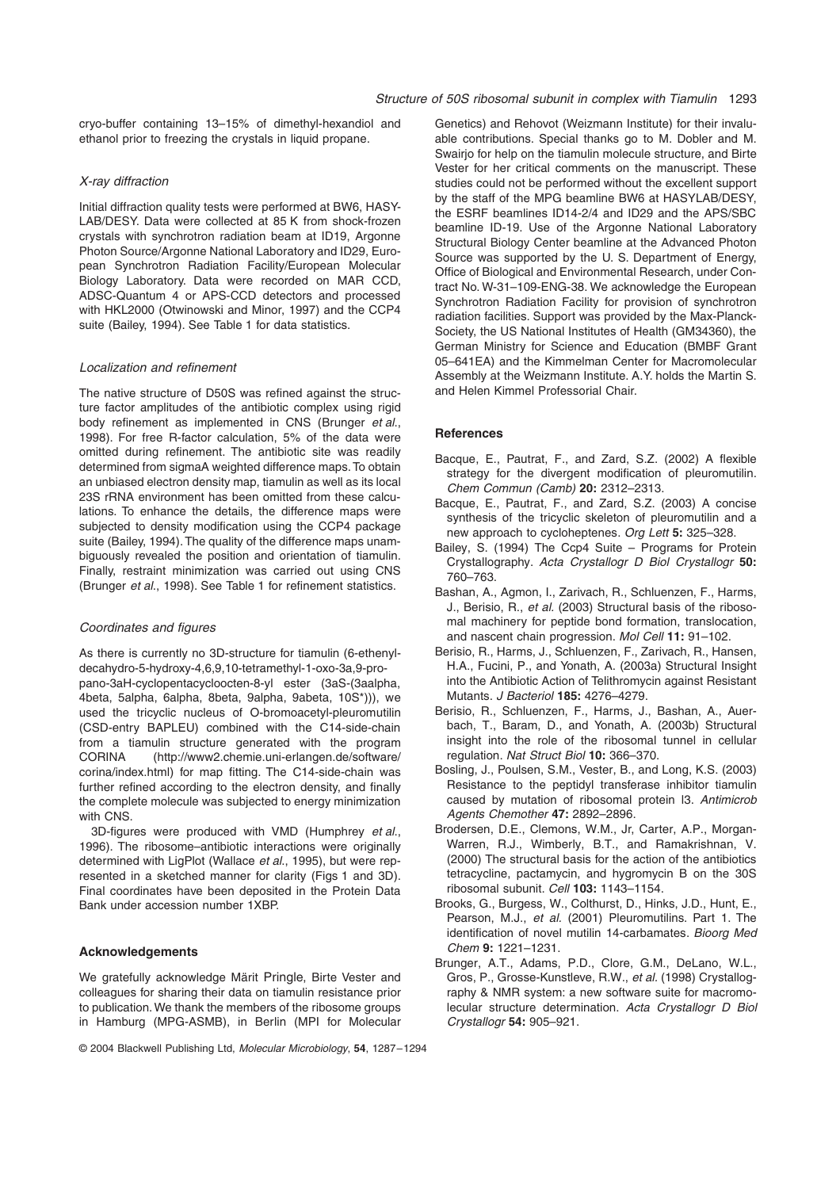cryo-buffer containing 13–15% of dimethyl-hexandiol and ethanol prior to freezing the crystals in liquid propane.

### *X-ray diffraction*

Initial diffraction quality tests were performed at BW6, HASYLAB/DESY. Data were collected at 85 K from shock-frozen crystals with synchrotron radiation beam at ID19, Argonne Photon Source/Argonne National Laboratory and ID29, European Synchrotron Radiation Facility/European Molecular Biology Laboratory. Data were recorded on MAR CCD, ADSC-Quantum 4 or APS-CCD detectors and processed with HKL2000 (Otwinowski and Minor, 1997) and the CCP4 suite (Bailey, 1994). See Table 1 for data statistics.

### *Localization and refinement*

The native structure of D50S was refined against the structure factor amplitudes of the antibiotic complex using rigid body refinement as implemented in CNS (Brunger *et al.*, 1998). For free R-factor calculation, 5% of the data were omitted during refinement. The antibiotic site was readily determined from sigmaA weighted difference maps. To obtain an unbiased electron density map, tiamulin as well as its local 23S rRNA environment has been omitted from these calculations. To enhance the details, the difference maps were subjected to density modification using the CCP4 package suite (Bailey, 1994). The quality of the difference maps unambiguously revealed the position and orientation of tiamulin. Finally, restraint minimization was carried out using CNS (Brunger *et al.*, 1998). See Table 1 for refinement statistics.

### *Coordinates and figures*

As there is currently no 3D-structure for tiamulin (6-ethenyldecahydro-5-hydroxy-4,6,9,10-tetramethyl-1-oxo-3a,9-propano-3aH-cyclopentacycloocten-8-yl ester (3aS-(3aalpha, 4beta, 5alpha, 6alpha, 8beta, 9alpha, 9abeta, 10S*))), we used the tricyclic nucleus of O-bromoacetyl-pleuromutilin (CSD-entry BAPLEU) combined with the C14-side-chain from a tiamulin structure generated with the program CORINA (http://www2.chemie.uni-erlangen.de/software/corina/index.html) for map fitting. The C14-side-chain was further refined according to the electron density, and finally the complete molecule was subjected to energy minimization with CNS.

3D-figures were produced with VMD (Humphrey *et al.*, 1996). The ribosome–antibiotic interactions were originally determined with LigPlot (Wallace *et al.*, 1995), but were represented in a sketched manner for clarity (Figs 1 and 3D). Final coordinates have been deposited in the Protein Data Bank under accession number 1XBP.

## Acknowledgements

We gratefully acknowledge Märit Pringle, Birte Vester and colleagues for sharing their data on tiamulin resistance prior to publication. We thank the members of the ribosome groups in Hamburg (MPG-ASMB), in Berlin (MPI for Molecular Genetics) and Rehovot (Weizmann Institute) for their invaluable contributions. Special thanks go to M. Dobler and M. Swairjo for help on the tiamulin molecule structure, and Birte Vester for her critical comments on the manuscript. These studies could not be performed without the excellent support by the staff of the MPG beamline BW6 at HASYLAB/DESY, the ESRF beamlines ID14-2/4 and ID29 and the APS/SBC beamline ID-19. Use of the Argonne National Laboratory Structural Biology Center beamline at the Advanced Photon Source was supported by the U. S. Department of Energy, Office of Biological and Environmental Research, under Contract No. W-31–109-ENG-38. We acknowledge the European Synchrotron Radiation Facility for provision of synchrotron radiation facilities. Support was provided by the Max-Planck-Society, the US National Institutes of Health (GM34360), the German Ministry for Science and Education (BMBF Grant 05–641EA) and the Kimmelman Center for Macromolecular Assembly at the Weizmann Institute. A.Y. holds the Martin S. and Helen Kimmel Professorial Chair.

## References

Bacque, E., Pautrat, F., and Zard, S.Z. (2002) A flexible strategy for the divergent modification of pleuromutilin. *Chem Commun (Camb)* **20:** 2312–2313.

Bacque, E., Pautrat, F., and Zard, S.Z. (2003) A concise synthesis of the tricyclic skeleton of pleuromutilin and a new approach to cycloheptenes. *Org Lett* **5:** 325–328.

Bailey, S. (1994) The Ccp4 Suite – Programs for Protein Crystallography. *Acta Crystallogr D Biol Crystallogr* **50:** 760–763.

Bashan, A., Agmon, I., Zarivach, R., Schluenzen, F., Harms, J., Berisio, R., *et al.* (2003) Structural basis of the ribosomal machinery for peptide bond formation, translocation, and nascent chain progression. *Mol Cell* **11:** 91–102.

Berisio, R., Harms, J., Schluenzen, F., Zarivach, R., Hansen, H.A., Fucini, P., and Yonath, A. (2003a) Structural Insight into the Antibiotic Action of Telithromycin against Resistant Mutants. *J Bacteriol* **185:** 4276–4279.

Berisio, R., Schluenzen, F., Harms, J., Bashan, A., Auerbach, T., Baram, D., and Yonath, A. (2003b) Structural insight into the role of the ribosomal tunnel in cellular regulation. *Nat Struct Biol* **10:** 366–370.

Bosling, J., Poulsen, S.M., Vester, B., and Long, K.S. (2003) Resistance to the peptidyl transferase inhibitor tiamulin caused by mutation of ribosomal protein l3. *Antimicrob Agents Chemother* **47:** 2892–2896.

Brodersen, D.E., Clemons, W.M., Jr, Carter, A.P., Morgan-Warren, R.J., Wimberly, B.T., and Ramakrishnan, V. (2000) The structural basis for the action of the antibiotics tetracycline, pactamycin, and hygromycin B on the 30S ribosomal subunit. *Cell* **103:** 1143–1154.

Brooks, G., Burgess, W., Colthurst, D., Hinks, J.D., Hunt, E., Pearson, M.J., *et al.* (2001) Pleuromutilins. Part 1. The identification of novel mutilin 14-carbamates. *Bioorg Med Chem* **9:** 1221–1231.

Brunger, A.T., Adams, P.D., Clore, G.M., DeLano, W.L., Gros, P., Grosse-Kunstleve, R.W., *et al.* (1998) Crystallography & NMR system: a new software suite for macromolecular structure determination. *Acta Crystallogr D Biol Crystallogr* **54:** 905–921.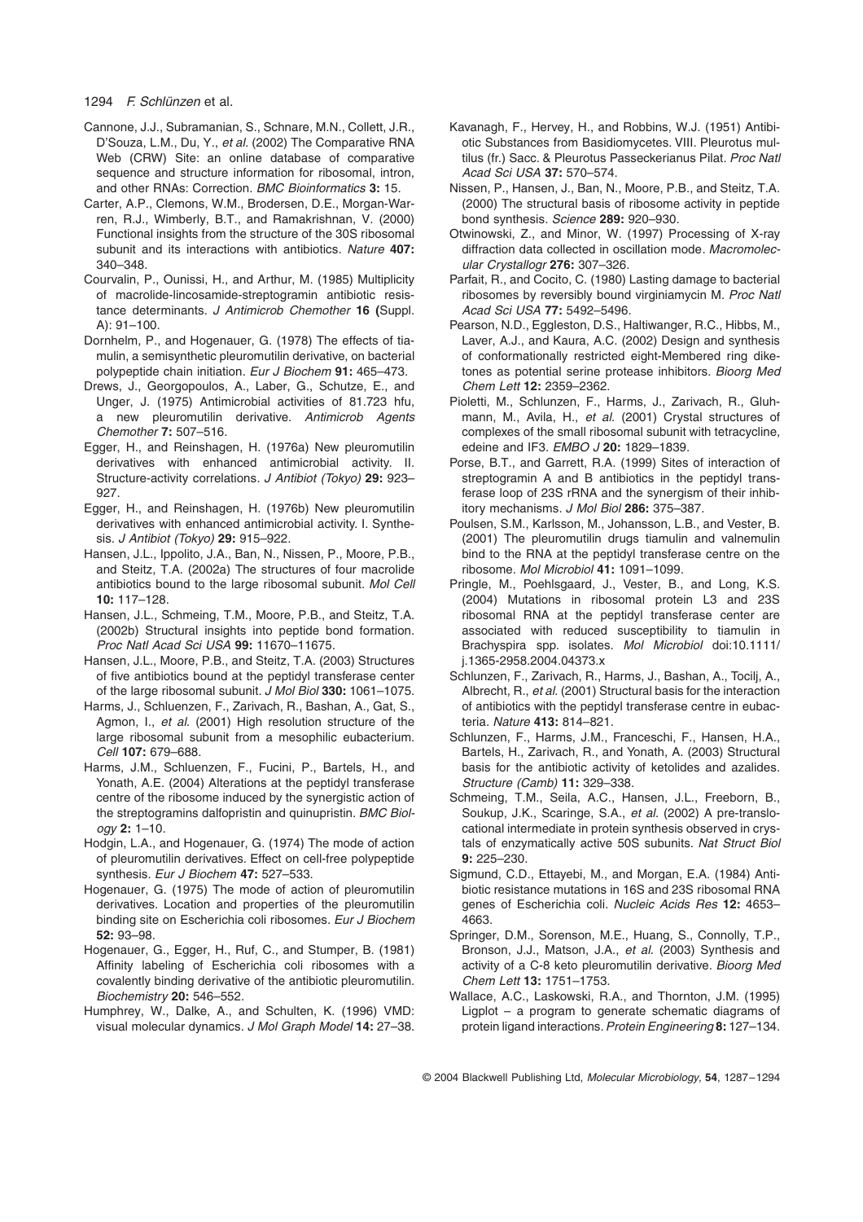Cannone, J.J., Subramanian, S., Schnare, M.N., Collett, J.R., D'Souza, L.M., Du, Y., *et al.* (2002) The Comparative RNA Web (CRW) Site: an online database of comparative sequence and structure information for ribosomal, intron, and other RNAs: Correction. *BMC Bioinformatics* **3:** 15.

Carter, A.P., Clemons, W.M., Brodersen, D.E., Morgan-Warren, R.J., Wimberly, B.T., and Ramakrishnan, V. (2000) Functional insights from the structure of the 30S ribosomal subunit and its interactions with antibiotics. *Nature* **407:** 340–348.

Courvalin, P., Ounissi, H., and Arthur, M. (1985) Multiplicity of macrolide-lincosamide-streptogramin antibiotic resistance determinants. *J Antimicrob Chemother* **16 (**Suppl. A): 91–100.

Dornhelm, P., and Hogenauer, G. (1978) The effects of tiamulin, a semisynthetic pleuromutilin derivative, on bacterial polypeptide chain initiation. *Eur J Biochem* **91:** 465–473.

Drews, J., Georgopoulos, A., Laber, G., Schutze, E., and Unger, J. (1975) Antimicrobial activities of 81.723 hfu, a new pleuromutilin derivative. *Antimicrob Agents Chemother* **7:** 507–516.

Egger, H., and Reinshagen, H. (1976a) New pleuromutilin derivatives with enhanced antimicrobial activity. II. Structure-activity correlations. *J Antibiot (Tokyo)* **29:** 923–927.

Egger, H., and Reinshagen, H. (1976b) New pleuromutilin derivatives with enhanced antimicrobial activity. I. Synthesis. *J Antibiot (Tokyo)* **29:** 915–922.

Hansen, J.L., Ippolito, J.A., Ban, N., Nissen, P., Moore, P.B., and Steitz, T.A. (2002a) The structures of four macrolide antibiotics bound to the large ribosomal subunit. *Mol Cell* **10:** 117–128.

Hansen, J.L., Schmeing, T.M., Moore, P.B., and Steitz, T.A. (2002b) Structural insights into peptide bond formation. *Proc Natl Acad Sci USA* **99:** 11670–11675.

Hansen, J.L., Moore, P.B., and Steitz, T.A. (2003) Structures of five antibiotics bound at the peptidyl transferase center of the large ribosomal subunit. *J Mol Biol* **330:** 1061–1075.

Harms, J., Schluenzen, F., Zarivach, R., Bashan, A., Gat, S., Agmon, I., *et al.* (2001) High resolution structure of the large ribosomal subunit from a mesophilic eubacterium. *Cell* **107:** 679–688.

Harms, J.M., Schluenzen, F., Fucini, P., Bartels, H., and Yonath, A.E. (2004) Alterations at the peptidyl transferase centre of the ribosome induced by the synergistic action of the streptogramins dalfopristin and quinupristin. *BMC Biology* **2:** 1–10.

Hodgin, L.A., and Hogenauer, G. (1974) The mode of action of pleuromutilin derivatives. Effect on cell-free polypeptide synthesis. *Eur J Biochem* **47:** 527–533.

Hogenauer, G. (1975) The mode of action of pleuromutilin derivatives. Location and properties of the pleuromutilin binding site on Escherichia coli ribosomes. *Eur J Biochem* **52:** 93–98.

Hogenauer, G., Egger, H., Ruf, C., and Stumper, B. (1981) Affinity labeling of Escherichia coli ribosomes with a covalently binding derivative of the antibiotic pleuromutilin. *Biochemistry* **20:** 546–552.

Humphrey, W., Dalke, A., and Schulten, K. (1996) VMD: visual molecular dynamics. *J Mol Graph Model* **14:** 27–38.

Kavanagh, F., Hervey, H., and Robbins, W.J. (1951) Antibiotic Substances from Basidiomycetes. VIII. Pleurotus multilus (fr.) Sacc. & Pleurotus Passeckerianus Pilat. *Proc Natl Acad Sci USA* **37:** 570–574.

Nissen, P., Hansen, J., Ban, N., Moore, P.B., and Steitz, T.A. (2000) The structural basis of ribosome activity in peptide bond synthesis. *Science* **289:** 920–930.

Otwinowski, Z., and Minor, W. (1997) Processing of X-ray diffraction data collected in oscillation mode. *Macromolecular Crystallogr* **276:** 307–326.

Parfait, R., and Cocito, C. (1980) Lasting damage to bacterial ribosomes by reversibly bound virginiamycin M. *Proc Natl Acad Sci USA* **77:** 5492–5496.

Pearson, N.D., Eggleston, D.S., Haltiwanger, R.C., Hibbs, M., Laver, A.J., and Kaura, A.C. (2002) Design and synthesis of conformationally restricted eight-Membered ring diketones as potential serine protease inhibitors. *Bioorg Med Chem Lett* **12:** 2359–2362.

Pioletti, M., Schlunzen, F., Harms, J., Zarivach, R., Gluhmann, M., Avila, H., *et al.* (2001) Crystal structures of complexes of the small ribosomal subunit with tetracycline, edeine and IF3. *EMBO J* **20:** 1829–1839.

Porse, B.T., and Garrett, R.A. (1999) Sites of interaction of streptogramin A and B antibiotics in the peptidyl transferase loop of 23S rRNA and the synergism of their inhibitory mechanisms. *J Mol Biol* **286:** 375–387.

Poulsen, S.M., Karlsson, M., Johansson, L.B., and Vester, B. (2001) The pleuromutilin drugs tiamulin and valnemulin bind to the RNA at the peptidyl transferase centre on the ribosome. *Mol Microbiol* **41:** 1091–1099.

Pringle, M., Poehlsgaard, J., Vester, B., and Long, K.S. (2004) Mutations in ribosomal protein L3 and 23S ribosomal RNA at the peptidyl transferase center are associated with reduced susceptibility to tiamulin in Brachyspira spp. isolates. *Mol Microbiol* doi:10.1111/j.1365-2958.2004.04373.x

Schlunzen, F., Zarivach, R., Harms, J., Bashan, A., Tocilj, A., Albrecht, R., *et al.* (2001) Structural basis for the interaction of antibiotics with the peptidyl transferase centre in eubacteria. *Nature* **413:** 814–821.

Schlunzen, F., Harms, J.M., Franceschi, F., Hansen, H.A., Bartels, H., Zarivach, R., and Yonath, A. (2003) Structural basis for the antibiotic activity of ketolides and azalides. *Structure (Camb)* **11:** 329–338.

Schmeing, T.M., Seila, A.C., Hansen, J.L., Freeborn, B., Soukup, J.K., Scaringe, S.A., *et al.* (2002) A pre-translocational intermediate in protein synthesis observed in crystals of enzymatically active 50S subunits. *Nat Struct Biol* **9:** 225–230.

Sigmund, C.D., Ettayebi, M., and Morgan, E.A. (1984) Antibiotic resistance mutations in 16S and 23S ribosomal RNA genes of Escherichia coli. *Nucleic Acids Res* **12:** 4653–4663.

Springer, D.M., Sorenson, M.E., Huang, S., Connolly, T.P., Bronson, J.J., Matson, J.A., *et al.* (2003) Synthesis and activity of a C-8 keto pleuromutilin derivative. *Bioorg Med Chem Lett* **13:** 1751–1753.

Wallace, A.C., Laskowski, R.A., and Thornton, J.M. (1995) Ligplot – a program to generate schematic diagrams of protein ligand interactions. *Protein Engineering* **8:** 127–134.